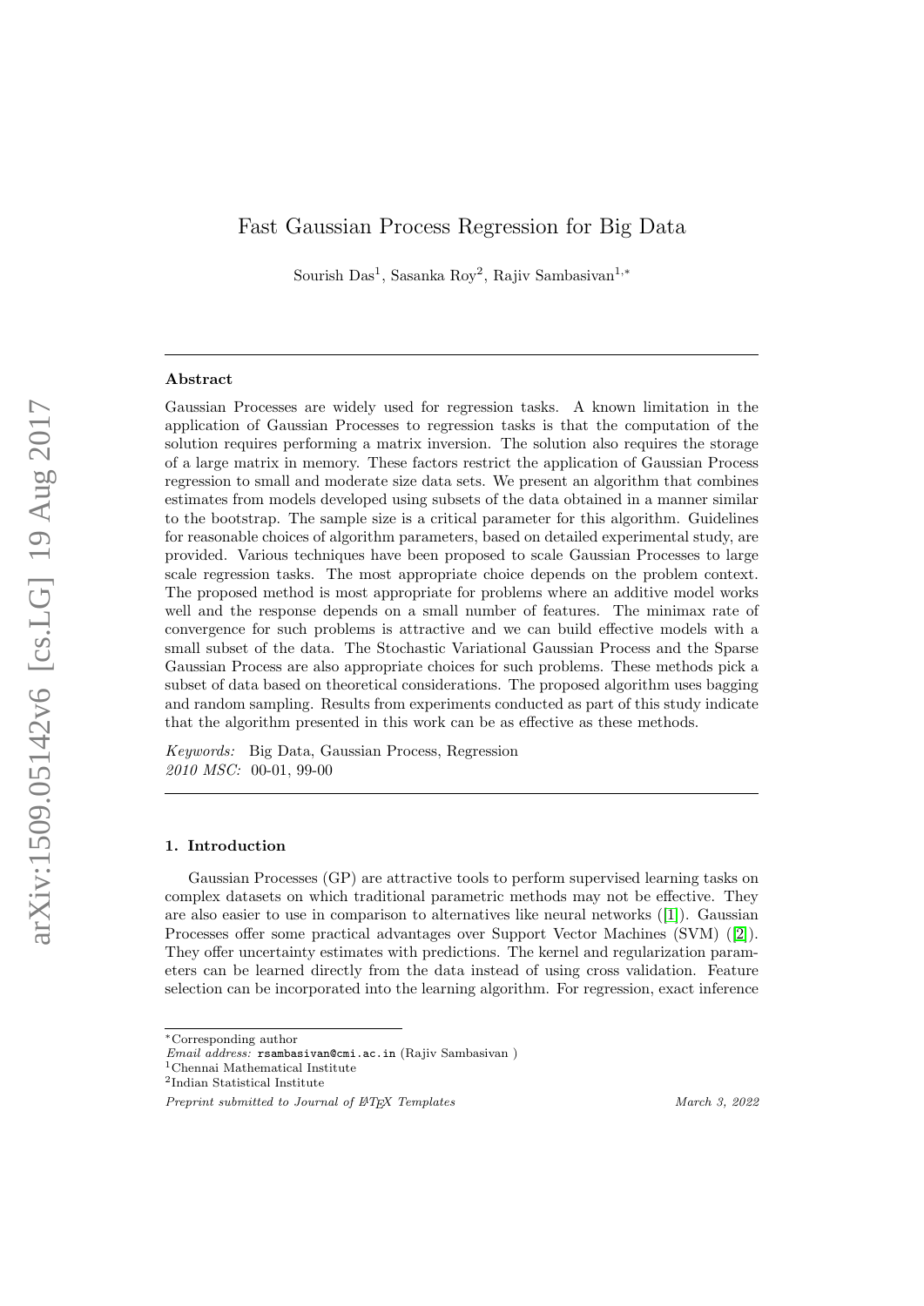# Fast Gaussian Process Regression for Big Data

Sourish Das[1], Sasanka Roy[2], Rajiv Sambasivan[1,*]

## Abstract

Gaussian Processes are widely used for regression tasks. A known limitation in the application of Gaussian Processes to regression tasks is that the computation of the solution requires performing a matrix inversion. The solution also requires the storage of a large matrix in memory. These factors restrict the application of Gaussian Process regression to small and moderate size data sets. We present an algorithm that combines estimates from models developed using subsets of the data obtained in a manner similar to the bootstrap. The sample size is a critical parameter for this algorithm. Guidelines for reasonable choices of algorithm parameters, based on detailed experimental study, are provided. Various techniques have been proposed to scale Gaussian Processes to large scale regression tasks. The most appropriate choice depends on the problem context. The proposed method is most appropriate for problems where an additive model works well and the response depends on a small number of features. The minimax rate of convergence for such problems is attractive and we can build effective models with a small subset of the data. The Stochastic Variational Gaussian Process and the Sparse Gaussian Process are also appropriate choices for such problems. These methods pick a subset of data based on theoretical considerations. The proposed algorithm uses bagging and random sampling. Results from experiments conducted as part of this study indicate that the algorithm presented in this work can be as effective as these methods.

*Keywords:* Big Data, Gaussian Process, Regression
*2010 MSC:* 00-01, 99-00

## 1. Introduction

Gaussian Processes (GP) are attractive tools to perform supervised learning tasks on complex datasets on which traditional parametric methods may not be effective. They are also easier to use in comparison to alternatives like neural networks ([1]). Gaussian Processes offer some practical advantages over Support Vector Machines (SVM) ([2]). They offer uncertainty estimates with predictions. The kernel and regularization parameters can be learned directly from the data instead of using cross validation. Feature selection can be incorporated into the learning algorithm. For regression, exact inference

---

*Corresponding author
*Email address:* rsambasivan@cmi.ac.in (Rajiv Sambasivan )
[1]Chennai Mathematical Institute
[2]Indian Statistical Institute

*Preprint submitted to Journal of LaTeX Templates* March 3, 2022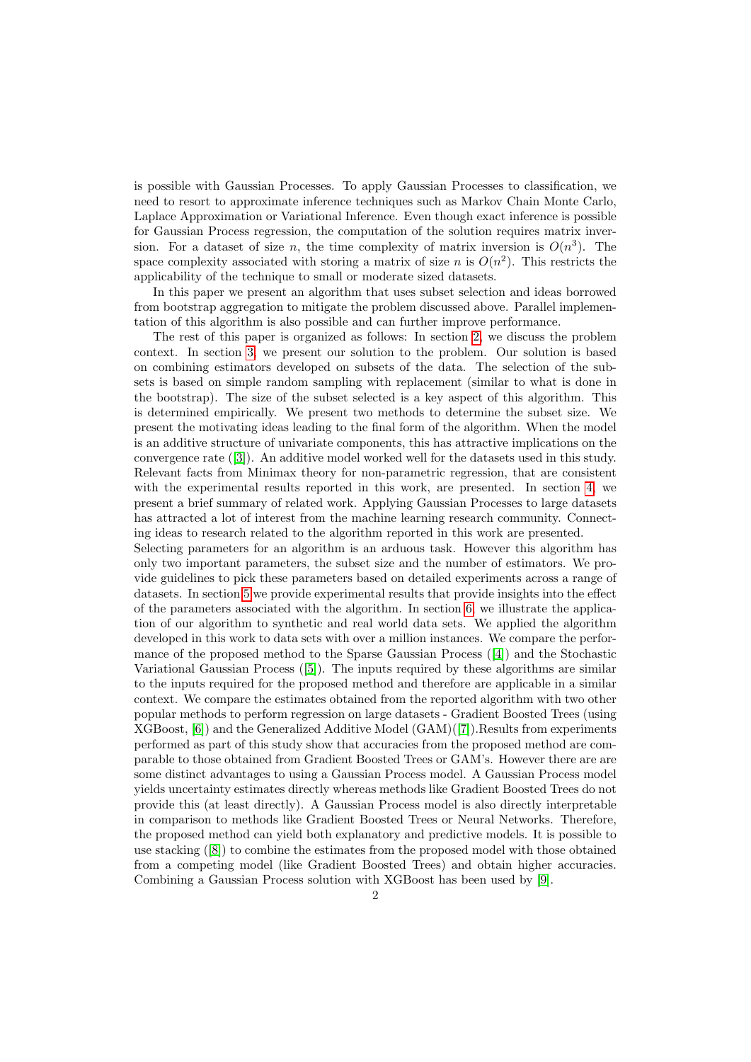is possible with Gaussian Processes. To apply Gaussian Processes to classification, we need to resort to approximate inference techniques such as Markov Chain Monte Carlo, Laplace Approximation or Variational Inference. Even though exact inference is possible for Gaussian Process regression, the computation of the solution requires matrix inversion. For a dataset of size $n$, the time complexity of matrix inversion is $O(n^3)$. The space complexity associated with storing a matrix of size $n$ is $O(n^2)$. This restricts the applicability of the technique to small or moderate sized datasets.

In this paper we present an algorithm that uses subset selection and ideas borrowed from bootstrap aggregation to mitigate the problem discussed above. Parallel implementation of this algorithm is also possible and can further improve performance.

The rest of this paper is organized as follows: In section 2, we discuss the problem context. In section 3, we present our solution to the problem. Our solution is based on combining estimators developed on subsets of the data. The selection of the subsets is based on simple random sampling with replacement (similar to what is done in the bootstrap). The size of the subset selected is a key aspect of this algorithm. This is determined empirically. We present two methods to determine the subset size. We present the motivating ideas leading to the final form of the algorithm. When the model is an additive structure of univariate components, this has attractive implications on the convergence rate ([3]). An additive model worked well for the datasets used in this study. Relevant facts from Minimax theory for non-parametric regression, that are consistent with the experimental results reported in this work, are presented. In section 4, we present a brief summary of related work. Applying Gaussian Processes to large datasets has attracted a lot of interest from the machine learning research community. Connecting ideas to research related to the algorithm reported in this work are presented.
Selecting parameters for an algorithm is an arduous task. However this algorithm has only two important parameters, the subset size and the number of estimators. We provide guidelines to pick these parameters based on detailed experiments across a range of datasets. In section 5 we provide experimental results that provide insights into the effect of the parameters associated with the algorithm. In section 6, we illustrate the application of our algorithm to synthetic and real world data sets. We applied the algorithm developed in this work to data sets with over a million instances. We compare the performance of the proposed method to the Sparse Gaussian Process ([4]) and the Stochastic Variational Gaussian Process ([5]). The inputs required by these algorithms are similar to the inputs required for the proposed method and therefore are applicable in a similar context. We compare the estimates obtained from the reported algorithm with two other popular methods to perform regression on large datasets - Gradient Boosted Trees (using XGBoost, [6]) and the Generalized Additive Model (GAM)([7]).Results from experiments performed as part of this study show that accuracies from the proposed method are comparable to those obtained from Gradient Boosted Trees or GAM's. However there are some distinct advantages to using a Gaussian Process model. A Gaussian Process model yields uncertainty estimates directly whereas methods like Gradient Boosted Trees do not provide this (at least directly). A Gaussian Process model is also directly interpretable in comparison to methods like Gradient Boosted Trees or Neural Networks. Therefore, the proposed method can yield both explanatory and predictive models. It is possible to use stacking ([8]) to combine the estimates from the proposed model with those obtained from a competing model (like Gradient Boosted Trees) and obtain higher accuracies. Combining a Gaussian Process solution with XGBoost has been used by [9].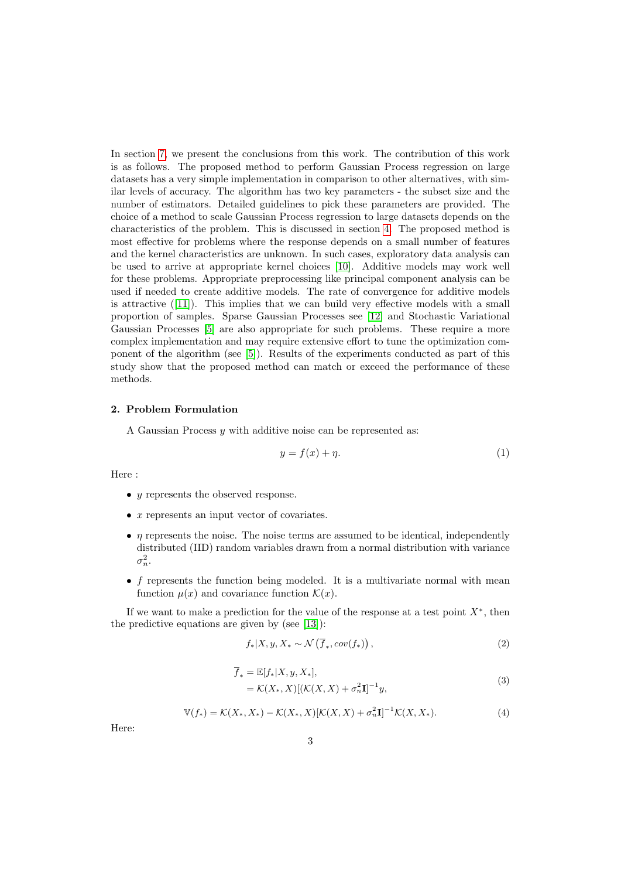In section 7, we present the conclusions from this work. The contribution of this work is as follows. The proposed method to perform Gaussian Process regression on large datasets has a very simple implementation in comparison to other alternatives, with similar levels of accuracy. The algorithm has two key parameters - the subset size and the number of estimators. Detailed guidelines to pick these parameters are provided. The choice of a method to scale Gaussian Process regression to large datasets depends on the characteristics of the problem. This is discussed in section 4. The proposed method is most effective for problems where the response depends on a small number of features and the kernel characteristics are unknown. In such cases, exploratory data analysis can be used to arrive at appropriate kernel choices [10]. Additive models may work well for these problems. Appropriate preprocessing like principal component analysis can be used if needed to create additive models. The rate of convergence for additive models is attractive ([11]). This implies that we can build very effective models with a small proportion of samples. Sparse Gaussian Processes see [12] and Stochastic Variational Gaussian Processes [5] are also appropriate for such problems. These require a more complex implementation and may require extensive effort to tune the optimization component of the algorithm (see [5]). Results of the experiments conducted as part of this study show that the proposed method can match or exceed the performance of these methods.

## 2. Problem Formulation

A Gaussian Process $y$ with additive noise can be represented as:

$$y = f(x) + \eta. \tag{1}$$

Here :

- $y$ represents the observed response.
- $x$ represents an input vector of covariates.
- $\eta$ represents the noise. The noise terms are assumed to be identical, independently distributed (IID) random variables drawn from a normal distribution with variance $\sigma_n^2$.
- $f$ represents the function being modeled. It is a multivariate normal with mean function $\mu(x)$ and covariance function $\mathcal{K}(x)$.

If we want to make a prediction for the value of the response at a test point $X^*$, then the predictive equations are given by (see [13]):

$$f_*|X, y, X_* \sim \mathcal{N}\left(\overline{f}_*, cov(f_*)\right), \tag{2}$$

$$\begin{aligned}\overline{f}_* &= \mathbb{E}[f_*|X, y, X_*], \\ &= \mathcal{K}(X_*, X)[(\mathcal{K}(X, X) + \sigma_n^2\mathbf{I}]^{-1}y,\end{aligned} \tag{3}$$

$$\mathbb{V}(f_*) = \mathcal{K}(X_*, X_*) - \mathcal{K}(X_*, X)[\mathcal{K}(X, X) + \sigma_n^2\mathbf{I}]^{-1}\mathcal{K}(X, X_*). \tag{4}$$

Here: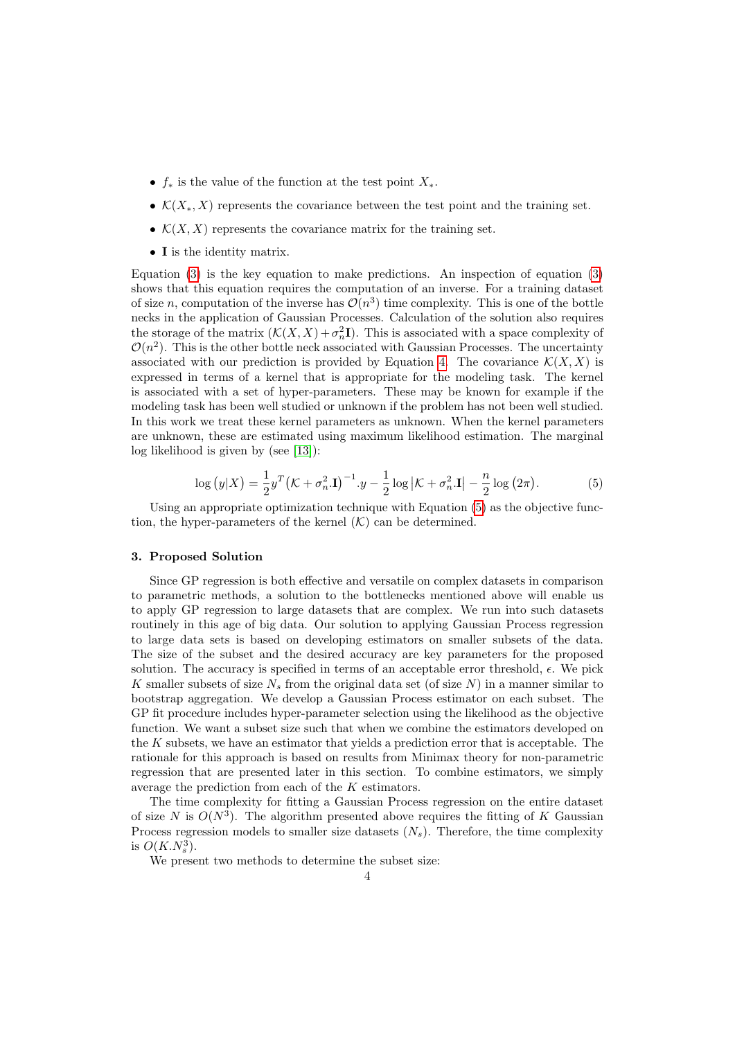- $f_*$ is the value of the function at the test point $X_*$.
- $\mathcal{K}(X_*, X)$ represents the covariance between the test point and the training set.
- $\mathcal{K}(X, X)$ represents the covariance matrix for the training set.
- $\mathbf{I}$ is the identity matrix.

Equation (3) is the key equation to make predictions. An inspection of equation (3) shows that this equation requires the computation of an inverse. For a training dataset of size $n$, computation of the inverse has $\mathcal{O}(n^3)$ time complexity. This is one of the bottle necks in the application of Gaussian Processes. Calculation of the solution also requires the storage of the matrix $(\mathcal{K}(X, X) + \sigma_n^2 \mathbf{I})$. This is associated with a space complexity of $\mathcal{O}(n^2)$. This is the other bottle neck associated with Gaussian Processes. The uncertainty associated with our prediction is provided by Equation 4. The covariance $\mathcal{K}(X, X)$ is expressed in terms of a kernel that is appropriate for the modeling task. The kernel is associated with a set of hyper-parameters. These may be known for example if the modeling task has been well studied or unknown if the problem has not been well studied. In this work we treat these kernel parameters as unknown. When the kernel parameters are unknown, these are estimated using maximum likelihood estimation. The marginal log likelihood is given by (see [13]):

$$\log\left(y|X\right) = \frac{1}{2} y^T \left(\mathcal{K} + \sigma_n^2.\mathbf{I}\right)^{-1}.y - \frac{1}{2}\log\left|\mathcal{K} + \sigma_n^2.\mathbf{I}\right| - \frac{n}{2}\log\left(2\pi\right). \tag{5}$$

Using an appropriate optimization technique with Equation (5) as the objective function, the hyper-parameters of the kernel ($\mathcal{K}$) can be determined.

### 3. Proposed Solution

Since GP regression is both effective and versatile on complex datasets in comparison to parametric methods, a solution to the bottlenecks mentioned above will enable us to apply GP regression to large datasets that are complex. We run into such datasets routinely in this age of big data. Our solution to applying Gaussian Process regression to large data sets is based on developing estimators on smaller subsets of the data. The size of the subset and the desired accuracy are key parameters for the proposed solution. The accuracy is specified in terms of an acceptable error threshold, $\epsilon$. We pick $K$ smaller subsets of size $N_s$ from the original data set (of size $N$) in a manner similar to bootstrap aggregation. We develop a Gaussian Process estimator on each subset. The GP fit procedure includes hyper-parameter selection using the likelihood as the objective function. We want a subset size such that when we combine the estimators developed on the $K$ subsets, we have an estimator that yields a prediction error that is acceptable. The rationale for this approach is based on results from Minimax theory for non-parametric regression that are presented later in this section. To combine estimators, we simply average the prediction from each of the $K$ estimators.

The time complexity for fitting a Gaussian Process regression on the entire dataset of size $N$ is $O(N^3)$. The algorithm presented above requires the fitting of $K$ Gaussian Process regression models to smaller size datasets ($N_s$). Therefore, the time complexity is $O(K.N_s^3)$.

We present two methods to determine the subset size: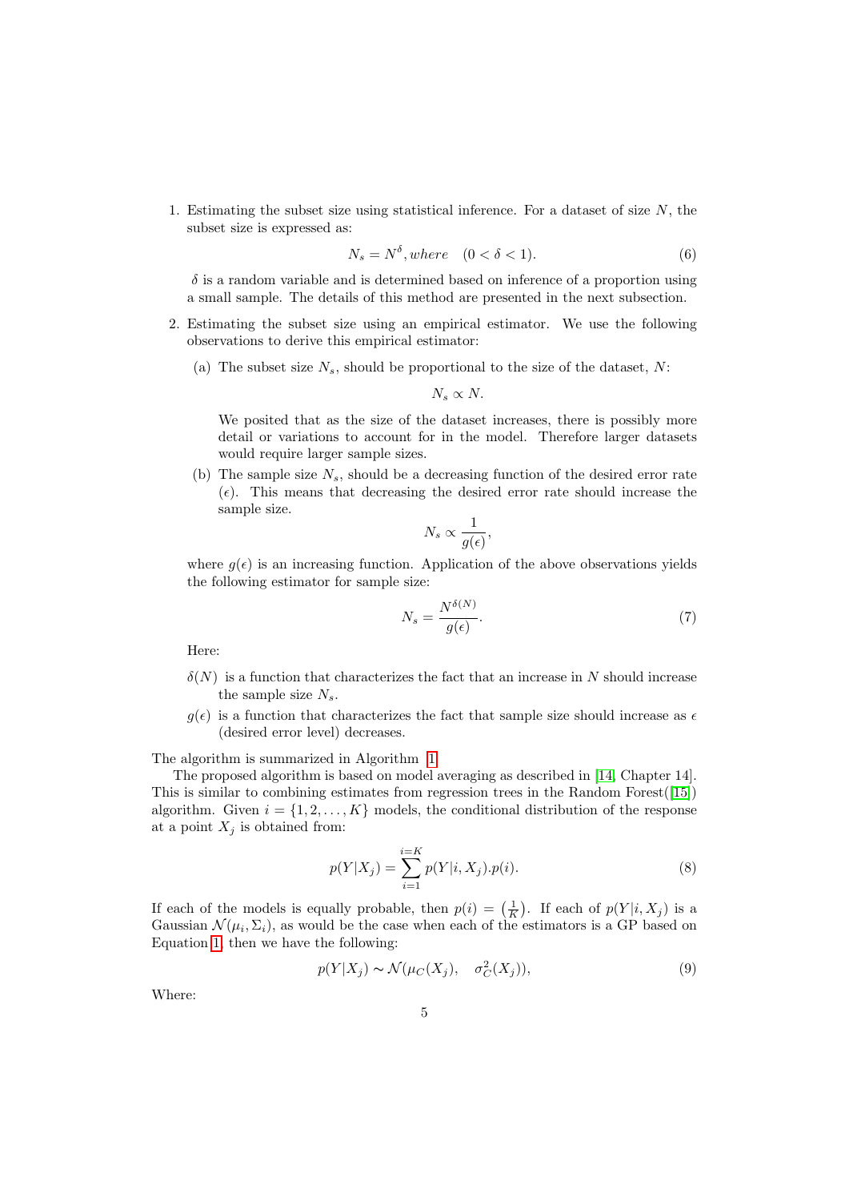1. Estimating the subset size using statistical inference. For a dataset of size $N$, the subset size is expressed as:

$$N_s = N^{\delta}, where \quad (0 < \delta < 1). \tag{6}$$

   $\delta$ is a random variable and is determined based on inference of a proportion using a small sample. The details of this method are presented in the next subsection.

2. Estimating the subset size using an empirical estimator. We use the following observations to derive this empirical estimator:

   (a) The subset size $N_s$, should be proportional to the size of the dataset, $N$:

   $$N_s \propto N.$$

   We posited that as the size of the dataset increases, there is possibly more detail or variations to account for in the model. Therefore larger datasets would require larger sample sizes.

   (b) The sample size $N_s$, should be a decreasing function of the desired error rate $(\epsilon)$. This means that decreasing the desired error rate should increase the sample size.

   $$N_s \propto \frac{1}{g(\epsilon)},$$

   where $g(\epsilon)$ is an increasing function. Application of the above observations yields the following estimator for sample size:

$$N_s = \frac{N^{\delta(N)}}{g(\epsilon)}. \tag{7}$$

   Here:

   $\delta(N)$ is a function that characterizes the fact that an increase in $N$ should increase the sample size $N_s$.

   $g(\epsilon)$ is a function that characterizes the fact that sample size should increase as $\epsilon$ (desired error level) decreases.

The algorithm is summarized in Algorithm 1.

The proposed algorithm is based on model averaging as described in [14, Chapter 14]. This is similar to combining estimates from regression trees in the Random Forest([15]) algorithm. Given $i = \{1, 2, \ldots, K\}$ models, the conditional distribution of the response at a point $X_j$ is obtained from:

$$p(Y|X_j) = \sum_{i=1}^{i=K} p(Y|i, X_j).p(i). \tag{8}$$

If each of the models is equally probable, then $p(i) = \left(\frac{1}{K}\right)$. If each of $p(Y|i, X_j)$ is a Gaussian $\mathcal{N}(\mu_i, \Sigma_i)$, as would be the case when each of the estimators is a GP based on Equation 1, then we have the following:

$$p(Y|X_j) \sim \mathcal{N}(\mu_C(X_j), \quad \sigma_C^2(X_j)), \tag{9}$$

Where: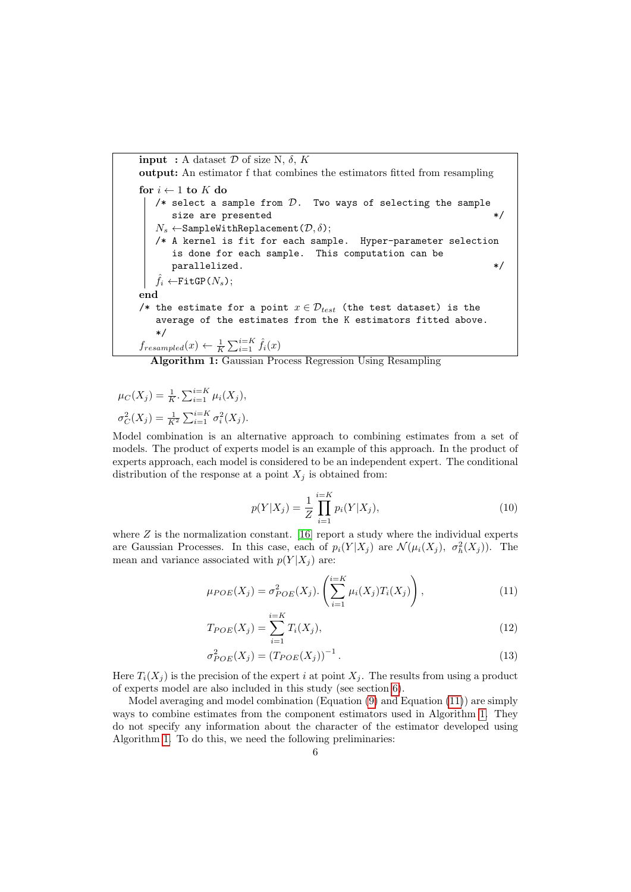```
input  : A dataset D of size N, δ, K
output: An estimator f that combines the estimators fitted from resampling
for i ← 1 to K do
    /* select a sample from D.  Two ways of selecting the sample
       size are presented                                          */
    N_s ←SampleWithReplacement(D, δ);
    /* A kernel is fit for each sample.  Hyper-parameter selection
       is done for each sample.  This computation can be
       parallelized.                                               */
    f̂_i ←FitGP(N_s);
end
/* the estimate for a point x ∈ D_test (the test dataset) is the
   average of the estimates from the K estimators fitted above.
   */
f_resampled(x) ← (1/K) Σ_{i=1}^{i=K} f̂_i(x)
```

**Algorithm 1:** Gaussian Process Regression Using Resampling

$\mu_C(X_j) = \frac{1}{K}.\sum_{i=1}^{i=K} \mu_i(X_j),$

$\sigma^2_C(X_j) = \frac{1}{K^2}\sum_{i=1}^{i=K} \sigma^2_i(X_j).$

Model combination is an alternative approach to combining estimates from a set of models. The product of experts model is an example of this approach. In the product of experts approach, each model is considered to be an independent expert. The conditional distribution of the response at a point $X_j$ is obtained from:

$$p(Y|X_j) = \frac{1}{Z}\prod_{i=1}^{i=K} p_i(Y|X_j), \tag{10}$$

where $Z$ is the normalization constant. [16] report a study where the individual experts are Gaussian Processes. In this case, each of $p_i(Y|X_j)$ are $\mathcal{N}(\mu_i(X_j),\ \sigma^2_h(X_j))$. The mean and variance associated with $p(Y|X_j)$ are:

$$\mu_{POE}(X_j) = \sigma^2_{POE}(X_j).\left(\sum_{i=1}^{i=K} \mu_i(X_j)T_i(X_j)\right), \tag{11}$$

$$T_{POE}(X_j) = \sum_{i=1}^{i=K} T_i(X_j), \tag{12}$$

$$\sigma^2_{POE}(X_j) = \left(T_{POE}(X_j)\right)^{-1}. \tag{13}$$

Here $T_i(X_j)$ is the precision of the expert $i$ at point $X_j$. The results from using a product of experts model are also included in this study (see section 6).

Model averaging and model combination (Equation (9) and Equation (11)) are simply ways to combine estimates from the component estimators used in Algorithm 1. They do not specify any information about the character of the estimator developed using Algorithm 1. To do this, we need the following preliminaries: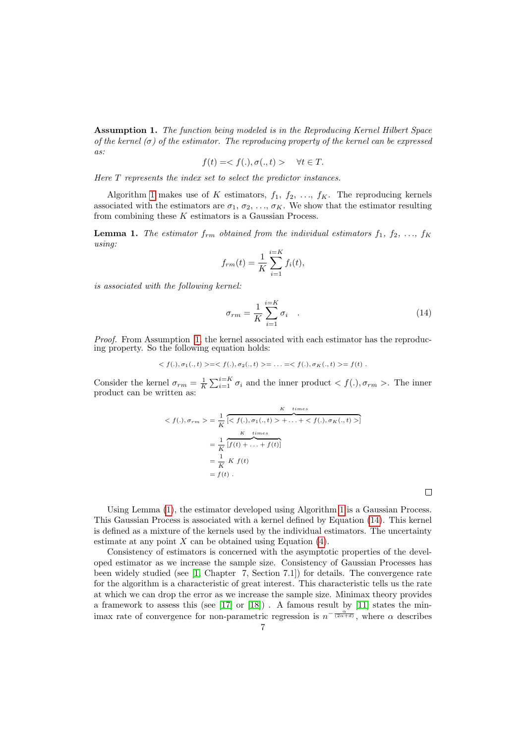**Assumption 1.** *The function being modeled is in the Reproducing Kernel Hilbert Space of the kernel ($\sigma$) of the estimator. The reproducing property of the kernel can be expressed as:*

$$f(t) = < f(.), \sigma(., t) > \quad \forall t \in T.$$

*Here $T$ represents the index set to select the predictor instances.*

Algorithm 1 makes use of $K$ estimators, $f_1$, $f_2$, $\ldots$, $f_K$. The reproducing kernels associated with the estimators are $\sigma_1$, $\sigma_2$, $\ldots$, $\sigma_K$. We show that the estimator resulting from combining these $K$ estimators is a Gaussian Process.

**Lemma 1.** *The estimator $f_{rm}$ obtained from the individual estimators $f_1$, $f_2$, $\ldots$, $f_K$ using:*

$$f_{rm}(t) = \frac{1}{K} \sum_{i=1}^{i=K} f_i(t),$$

*is associated with the following kernel:*

$$\sigma_{rm} = \frac{1}{K} \sum_{i=1}^{i=K} \sigma_i \quad . \tag{14}$$

*Proof.* From Assumption 1, the kernel associated with each estimator has the reproducing property. So the following equation holds:

$$< f(.), \sigma_1(., t) > = < f(.), \sigma_2(., t) > = \ldots = < f(.), \sigma_K(., t) > = f(t) \ .$$

Consider the kernel $\sigma_{rm} = \frac{1}{K} \sum_{i=1}^{i=K} \sigma_i$ and the inner product $< f(.), \sigma_{rm} >$. The inner product can be written as:

$$
\begin{aligned}
< f(.), \sigma_{rm} > &= \frac{1}{K} \overbrace{[< f(.), \sigma_1(., t) > + \ldots + < f(.), \sigma_K(., t) >]}^{K \quad times} \\
&= \frac{1}{K} \overbrace{[f(t) + \ldots + f(t)]}^{K \quad times} \\
&= \frac{1}{K} \ K \ f(t) \\
&= f(t) \ .
\end{aligned}
$$

□

Using Lemma (1), the estimator developed using Algorithm 1 is a Gaussian Process. This Gaussian Process is associated with a kernel defined by Equation (14). This kernel is defined as a mixture of the kernels used by the individual estimators. The uncertainty estimate at any point $X$ can be obtained using Equation (4).

Consistency of estimators is concerned with the asymptotic properties of the developed estimator as we increase the sample size. Consistency of Gaussian Processes has been widely studied (see [1, Chapter 7, Section 7.1]) for details. The convergence rate for the algorithm is a characteristic of great interest. This characteristic tells us the rate at which we can drop the error as we increase the sample size. Minimax theory provides a framework to assess this (see [17] or [18]) . A famous result by [11] states the minimax rate of convergence for non-parametric regression is $n^{-\frac{\alpha}{(2\alpha+d)}}$, where $\alpha$ describes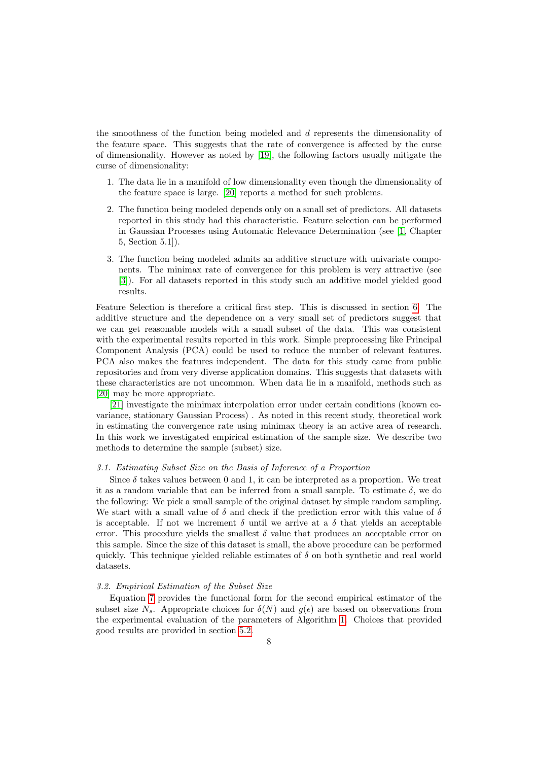the smoothness of the function being modeled and $d$ represents the dimensionality of the feature space. This suggests that the rate of convergence is affected by the curse of dimensionality. However as noted by [19], the following factors usually mitigate the curse of dimensionality:

1. The data lie in a manifold of low dimensionality even though the dimensionality of the feature space is large. [20] reports a method for such problems.
2. The function being modeled depends only on a small set of predictors. All datasets reported in this study had this characteristic. Feature selection can be performed in Gaussian Processes using Automatic Relevance Determination (see [1, Chapter 5, Section 5.1]).
3. The function being modeled admits an additive structure with univariate components. The minimax rate of convergence for this problem is very attractive (see [3]). For all datasets reported in this study such an additive model yielded good results.

Feature Selection is therefore a critical first step. This is discussed in section 6. The additive structure and the dependence on a very small set of predictors suggest that we can get reasonable models with a small subset of the data. This was consistent with the experimental results reported in this work. Simple preprocessing like Principal Component Analysis (PCA) could be used to reduce the number of relevant features. PCA also makes the features independent. The data for this study came from public repositories and from very diverse application domains. This suggests that datasets with these characteristics are not uncommon. When data lie in a manifold, methods such as [20] may be more appropriate.

[21] investigate the minimax interpolation error under certain conditions (known covariance, stationary Gaussian Process) . As noted in this recent study, theoretical work in estimating the convergence rate using minimax theory is an active area of research. In this work we investigated empirical estimation of the sample size. We describe two methods to determine the sample (subset) size.

### 3.1. Estimating Subset Size on the Basis of Inference of a Proportion

Since $\delta$ takes values between 0 and 1, it can be interpreted as a proportion. We treat it as a random variable that can be inferred from a small sample. To estimate $\delta$, we do the following: We pick a small sample of the original dataset by simple random sampling. We start with a small value of $\delta$ and check if the prediction error with this value of $\delta$ is acceptable. If not we increment $\delta$ until we arrive at a $\delta$ that yields an acceptable error. This procedure yields the smallest $\delta$ value that produces an acceptable error on this sample. Since the size of this dataset is small, the above procedure can be performed quickly. This technique yielded reliable estimates of $\delta$ on both synthetic and real world datasets.

### 3.2. Empirical Estimation of the Subset Size

Equation 7 provides the functional form for the second empirical estimator of the subset size $N_s$. Appropriate choices for $\delta(N)$ and $g(\epsilon)$ are based on observations from the experimental evaluation of the parameters of Algorithm 1. Choices that provided good results are provided in section 5.2.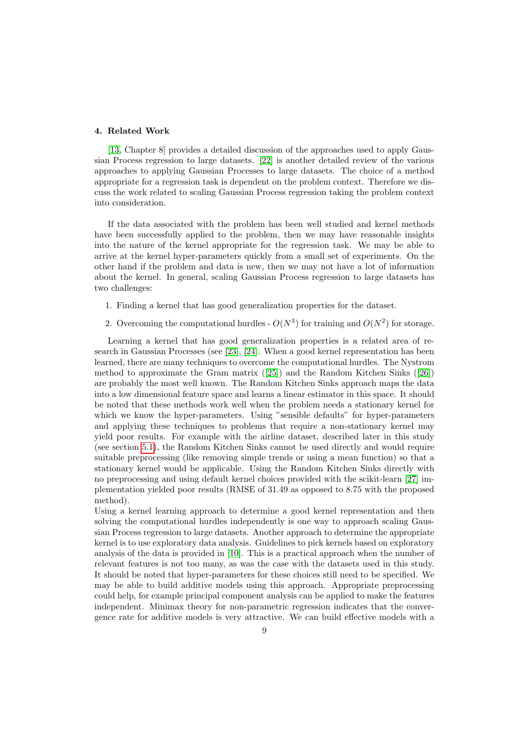## 4. Related Work

[13, Chapter 8] provides a detailed discussion of the approaches used to apply Gaussian Process regression to large datasets. [22] is another detailed review of the various approaches to applying Gaussian Processes to large datasets. The choice of a method appropriate for a regression task is dependent on the problem context. Therefore we discuss the work related to scaling Gaussian Process regression taking the problem context into consideration.

If the data associated with the problem has been well studied and kernel methods have been successfully applied to the problem, then we may have reasonable insights into the nature of the kernel appropriate for the regression task. We may be able to arrive at the kernel hyper-parameters quickly from a small set of experiments. On the other hand if the problem and data is new, then we may not have a lot of information about the kernel. In general, scaling Gaussian Process regression to large datasets has two challenges:

1. Finding a kernel that has good generalization properties for the dataset.
2. Overcoming the computational hurdles - $O(N^3)$ for training and $O(N^2)$ for storage.

Learning a kernel that has good generalization properties is a related area of research in Gaussian Processes (see [23], [24]. When a good kernel representation has been learned, there are many techniques to overcome the computational hurdles. The Nystrom method to approximate the Gram matrix ([25]) and the Random Kitchen Sinks ([26]) are probably the most well known. The Random Kitchen Sinks approach maps the data into a low dimensional feature space and learns a linear estimator in this space. It should be noted that these methods work well when the problem needs a stationary kernel for which we know the hyper-parameters. Using "sensible defaults" for hyper-parameters and applying these techniques to problems that require a non-stationary kernel may yield poor results. For example with the airline dataset, described later in this study (see section 5.1), the Random Kitchen Sinks cannot be used directly and would require suitable preprocessing (like removing simple trends or using a mean function) so that a stationary kernel would be applicable. Using the Random Kitchen Sinks directly with no preprocessing and using default kernel choices provided with the scikit-learn [27] implementation yielded poor results (RMSE of 31.49 as opposed to 8.75 with the proposed method).

Using a kernel learning approach to determine a good kernel representation and then solving the computational hurdles independently is one way to approach scaling Gaussian Process regression to large datasets. Another approach to determine the appropriate kernel is to use exploratory data analysis. Guidelines to pick kernels based on exploratory analysis of the data is provided in [10]. This is a practical approach when the number of relevant features is not too many, as was the case with the datasets used in this study. It should be noted that hyper-parameters for these choices still need to be specified. We may be able to build additive models using this approach. Appropriate preprocessing could help, for example principal component analysis can be applied to make the features independent. Minimax theory for non-parametric regression indicates that the convergence rate for additive models is very attractive. We can build effective models with a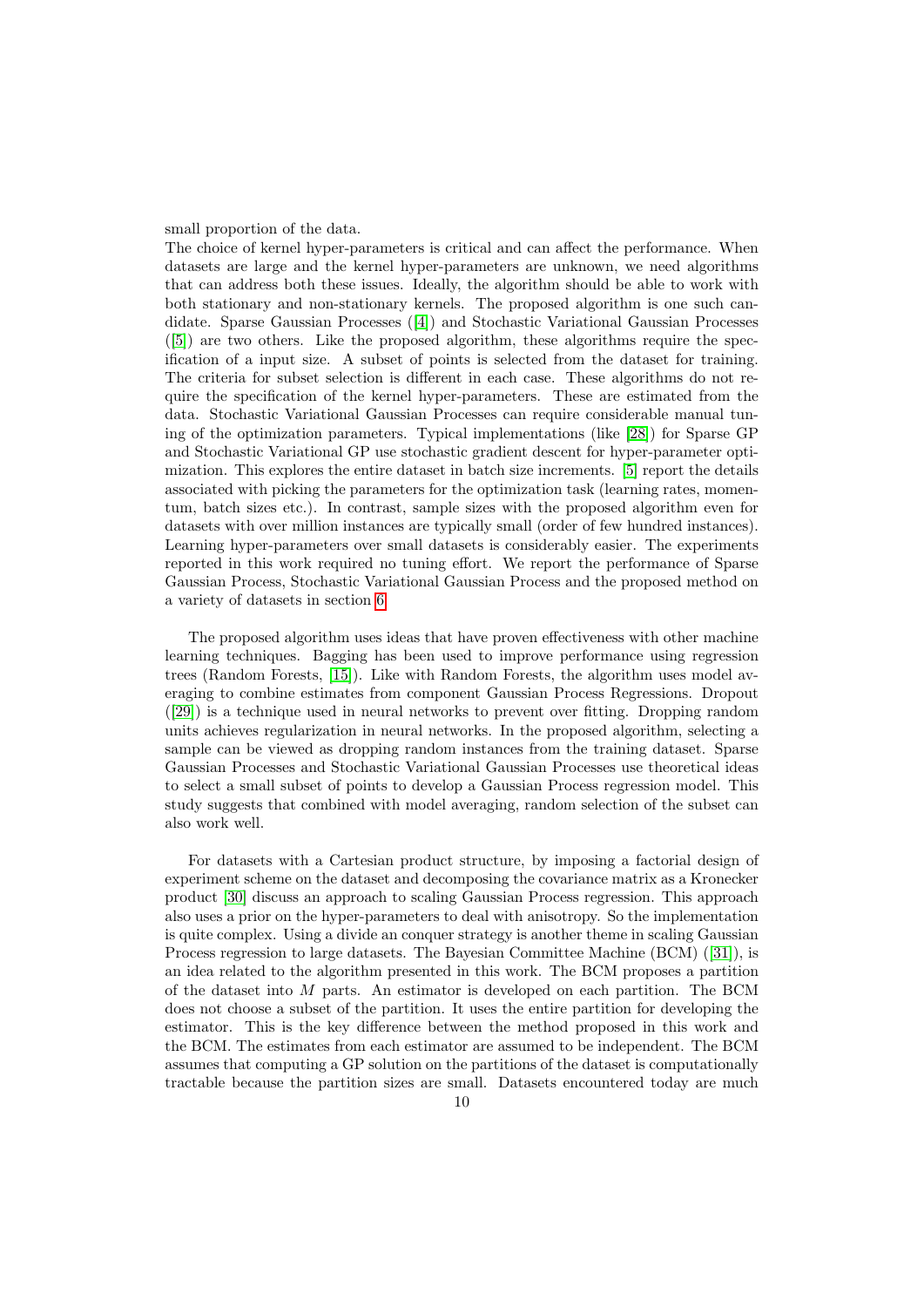small proportion of the data.
The choice of kernel hyper-parameters is critical and can affect the performance. When datasets are large and the kernel hyper-parameters are unknown, we need algorithms that can address both these issues. Ideally, the algorithm should be able to work with both stationary and non-stationary kernels. The proposed algorithm is one such candidate. Sparse Gaussian Processes ([4]) and Stochastic Variational Gaussian Processes ([5]) are two others. Like the proposed algorithm, these algorithms require the specification of a input size. A subset of points is selected from the dataset for training. The criteria for subset selection is different in each case. These algorithms do not require the specification of the kernel hyper-parameters. These are estimated from the data. Stochastic Variational Gaussian Processes can require considerable manual tuning of the optimization parameters. Typical implementations (like [28]) for Sparse GP and Stochastic Variational GP use stochastic gradient descent for hyper-parameter optimization. This explores the entire dataset in batch size increments. [5] report the details associated with picking the parameters for the optimization task (learning rates, momentum, batch sizes etc.). In contrast, sample sizes with the proposed algorithm even for datasets with over million instances are typically small (order of few hundred instances). Learning hyper-parameters over small datasets is considerably easier. The experiments reported in this work required no tuning effort. We report the performance of Sparse Gaussian Process, Stochastic Variational Gaussian Process and the proposed method on a variety of datasets in section 6.

The proposed algorithm uses ideas that have proven effectiveness with other machine learning techniques. Bagging has been used to improve performance using regression trees (Random Forests, [15]). Like with Random Forests, the algorithm uses model averaging to combine estimates from component Gaussian Process Regressions. Dropout ([29]) is a technique used in neural networks to prevent over fitting. Dropping random units achieves regularization in neural networks. In the proposed algorithm, selecting a sample can be viewed as dropping random instances from the training dataset. Sparse Gaussian Processes and Stochastic Variational Gaussian Processes use theoretical ideas to select a small subset of points to develop a Gaussian Process regression model. This study suggests that combined with model averaging, random selection of the subset can also work well.

For datasets with a Cartesian product structure, by imposing a factorial design of experiment scheme on the dataset and decomposing the covariance matrix as a Kronecker product [30] discuss an approach to scaling Gaussian Process regression. This approach also uses a prior on the hyper-parameters to deal with anisotropy. So the implementation is quite complex. Using a divide an conquer strategy is another theme in scaling Gaussian Process regression to large datasets. The Bayesian Committee Machine (BCM) ([31]), is an idea related to the algorithm presented in this work. The BCM proposes a partition of the dataset into $M$ parts. An estimator is developed on each partition. The BCM does not choose a subset of the partition. It uses the entire partition for developing the estimator. This is the key difference between the method proposed in this work and the BCM. The estimates from each estimator are assumed to be independent. The BCM assumes that computing a GP solution on the partitions of the dataset is computationally tractable because the partition sizes are small. Datasets encountered today are much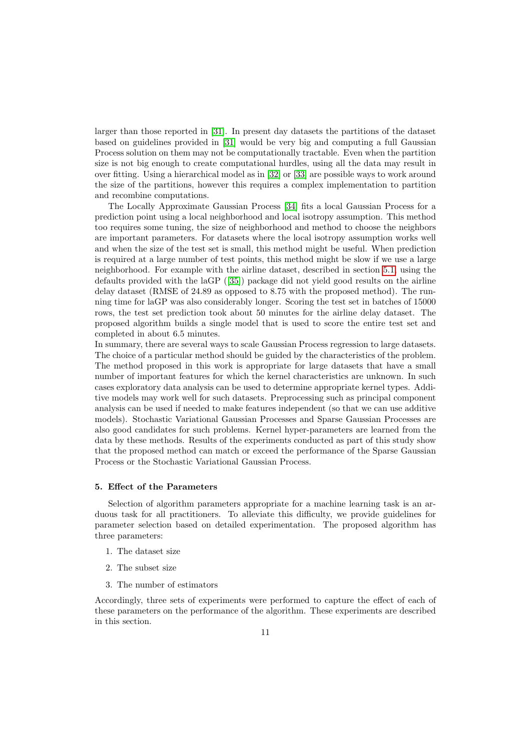larger than those reported in [31]. In present day datasets the partitions of the dataset based on guidelines provided in [31] would be very big and computing a full Gaussian Process solution on them may not be computationally tractable. Even when the partition size is not big enough to create computational hurdles, using all the data may result in over fitting. Using a hierarchical model as in [32] or [33] are possible ways to work around the size of the partitions, however this requires a complex implementation to partition and recombine computations.

The Locally Approximate Gaussian Process [34] fits a local Gaussian Process for a prediction point using a local neighborhood and local isotropy assumption. This method too requires some tuning, the size of neighborhood and method to choose the neighbors are important parameters. For datasets where the local isotropy assumption works well and when the size of the test set is small, this method might be useful. When prediction is required at a large number of test points, this method might be slow if we use a large neighborhood. For example with the airline dataset, described in section 5.1, using the defaults provided with the laGP ([35]) package did not yield good results on the airline delay dataset (RMSE of 24.89 as opposed to 8.75 with the proposed method). The running time for laGP was also considerably longer. Scoring the test set in batches of 15000 rows, the test set prediction took about 50 minutes for the airline delay dataset. The proposed algorithm builds a single model that is used to score the entire test set and completed in about 6.5 minutes.

In summary, there are several ways to scale Gaussian Process regression to large datasets. The choice of a particular method should be guided by the characteristics of the problem. The method proposed in this work is appropriate for large datasets that have a small number of important features for which the kernel characteristics are unknown. In such cases exploratory data analysis can be used to determine appropriate kernel types. Additive models may work well for such datasets. Preprocessing such as principal component analysis can be used if needed to make features independent (so that we can use additive models). Stochastic Variational Gaussian Processes and Sparse Gaussian Processes are also good candidates for such problems. Kernel hyper-parameters are learned from the data by these methods. Results of the experiments conducted as part of this study show that the proposed method can match or exceed the performance of the Sparse Gaussian Process or the Stochastic Variational Gaussian Process.

## 5. Effect of the Parameters

Selection of algorithm parameters appropriate for a machine learning task is an arduous task for all practitioners. To alleviate this difficulty, we provide guidelines for parameter selection based on detailed experimentation. The proposed algorithm has three parameters:

1. The dataset size
2. The subset size
3. The number of estimators

Accordingly, three sets of experiments were performed to capture the effect of each of these parameters on the performance of the algorithm. These experiments are described in this section.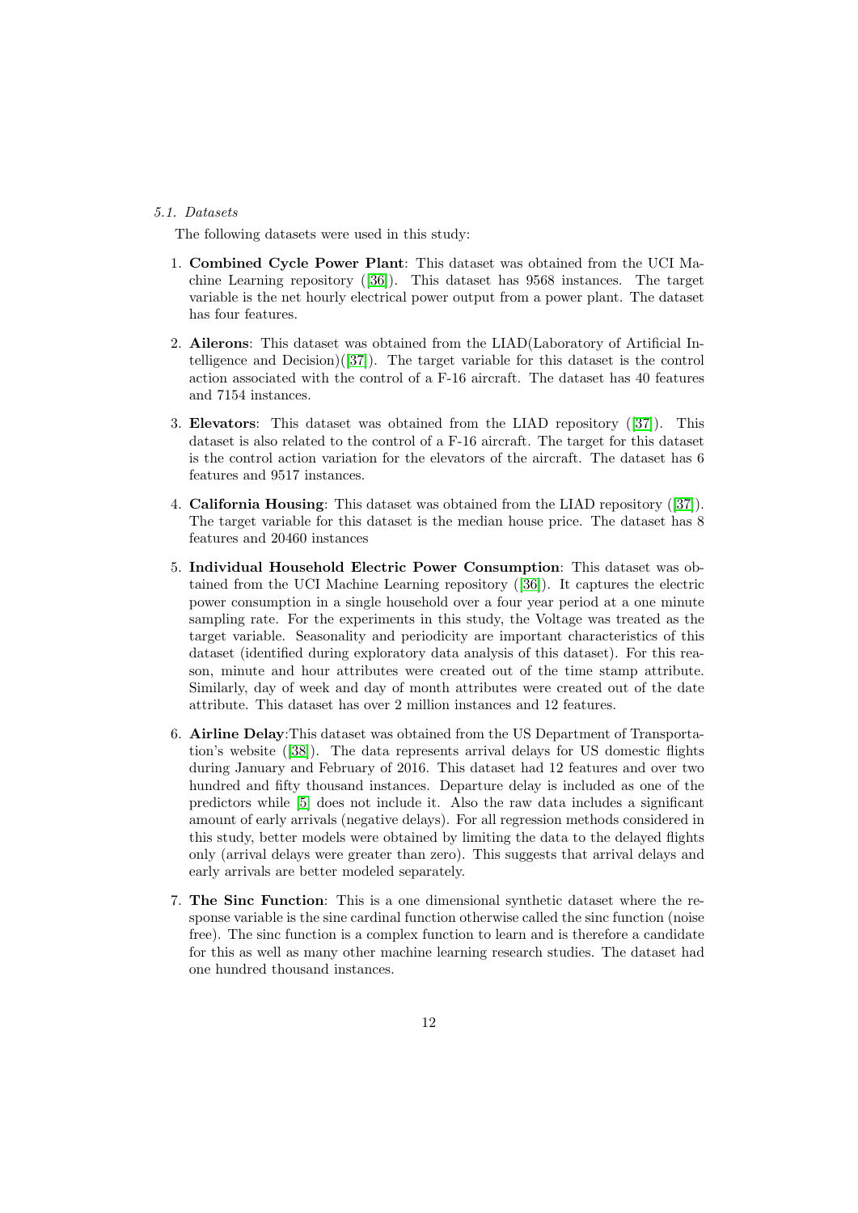### 5.1. Datasets

The following datasets were used in this study:

1. **Combined Cycle Power Plant**: This dataset was obtained from the UCI Machine Learning repository ([36]). This dataset has 9568 instances. The target variable is the net hourly electrical power output from a power plant. The dataset has four features.

2. **Ailerons**: This dataset was obtained from the LIAD(Laboratory of Artificial Intelligence and Decision)([37]). The target variable for this dataset is the control action associated with the control of a F-16 aircraft. The dataset has 40 features and 7154 instances.

3. **Elevators**: This dataset was obtained from the LIAD repository ([37]). This dataset is also related to the control of a F-16 aircraft. The target for this dataset is the control action variation for the elevators of the aircraft. The dataset has 6 features and 9517 instances.

4. **California Housing**: This dataset was obtained from the LIAD repository ([37]). The target variable for this dataset is the median house price. The dataset has 8 features and 20460 instances

5. **Individual Household Electric Power Consumption**: This dataset was obtained from the UCI Machine Learning repository ([36]). It captures the electric power consumption in a single household over a four year period at a one minute sampling rate. For the experiments in this study, the Voltage was treated as the target variable. Seasonality and periodicity are important characteristics of this dataset (identified during exploratory data analysis of this dataset). For this reason, minute and hour attributes were created out of the time stamp attribute. Similarly, day of week and day of month attributes were created out of the date attribute. This dataset has over 2 million instances and 12 features.

6. **Airline Delay**:This dataset was obtained from the US Department of Transportation's website ([38]). The data represents arrival delays for US domestic flights during January and February of 2016. This dataset had 12 features and over two hundred and fifty thousand instances. Departure delay is included as one of the predictors while [5] does not include it. Also the raw data includes a significant amount of early arrivals (negative delays). For all regression methods considered in this study, better models were obtained by limiting the data to the delayed flights only (arrival delays were greater than zero). This suggests that arrival delays and early arrivals are better modeled separately.

7. **The Sinc Function**: This is a one dimensional synthetic dataset where the response variable is the sine cardinal function otherwise called the sinc function (noise free). The sinc function is a complex function to learn and is therefore a candidate for this as well as many other machine learning research studies. The dataset had one hundred thousand instances.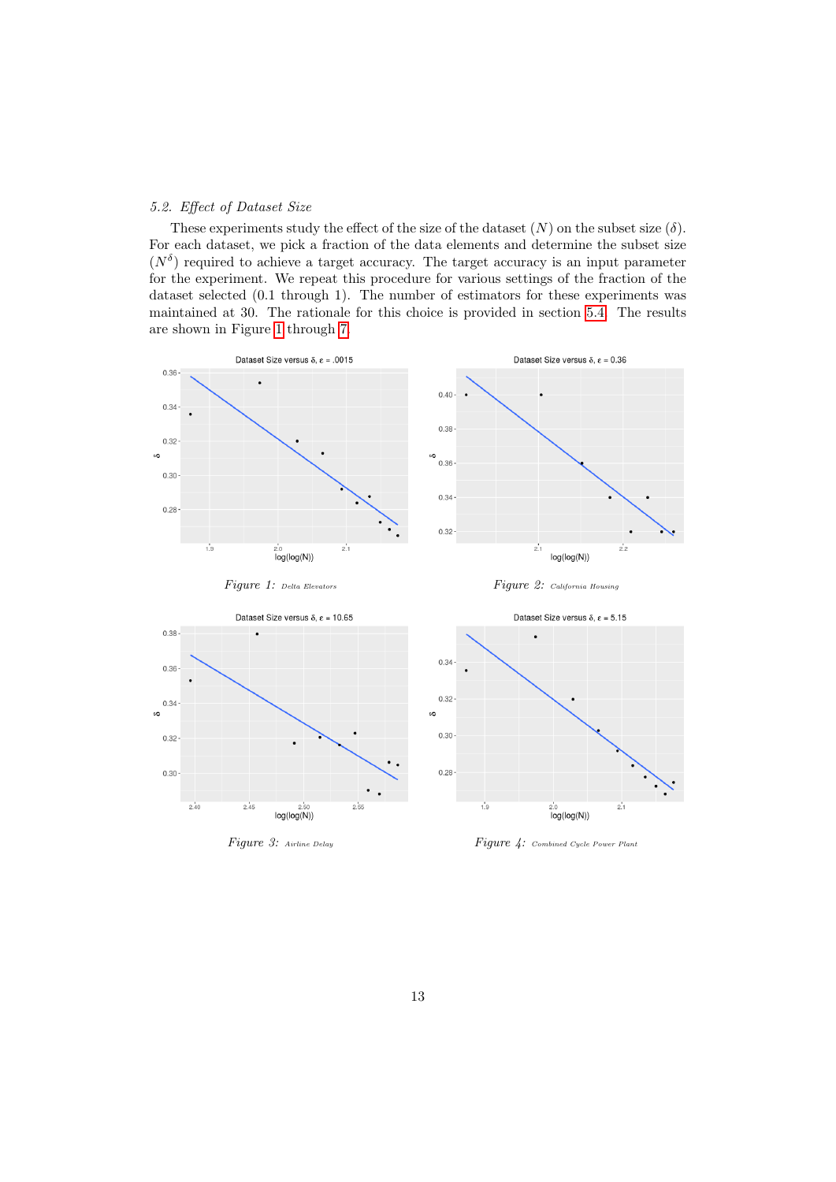### 5.2. *Effect of Dataset Size*

These experiments study the effect of the size of the dataset ($N$) on the subset size ($\delta$). For each dataset, we pick a fraction of the data elements and determine the subset size ($N^{\delta}$) required to achieve a target accuracy. The target accuracy is an input parameter for the experiment. We repeat this procedure for various settings of the fraction of the dataset selected (0.1 through 1). The number of estimators for these experiments was maintained at 30. The rationale for this choice is provided in section 5.4. The results are shown in Figure 1 through 7.

*Figure 1:* Delta Elevators

*Figure 2:* California Housing

*Figure 3:* Airline Delay

*Figure 4:* Combined Cycle Power Plant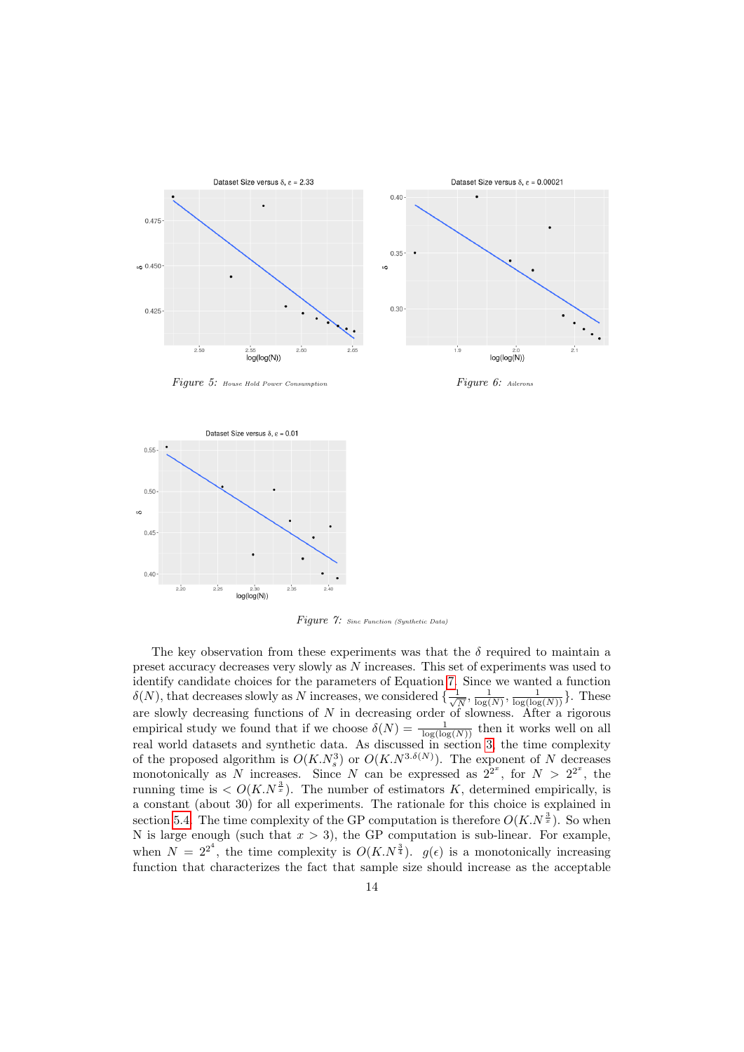*Figure 5:* House Hold Power Consumption

*Figure 6:* Ailerons

*Figure 7:* Sinc Function (Synthetic Data)

The key observation from these experiments was that the $\delta$ required to maintain a preset accuracy decreases very slowly as $N$ increases. This set of experiments was used to identify candidate choices for the parameters of Equation 7. Since we wanted a function $\delta(N)$, that decreases slowly as $N$ increases, we considered $\{\frac{1}{\sqrt{N}}, \frac{1}{\log(N)}, \frac{1}{\log(\log(N))}\}$. These are slowly decreasing functions of $N$ in decreasing order of slowness. After a rigorous empirical study we found that if we choose $\delta(N) = \frac{1}{\log(\log(N))}$ then it works well on all real world datasets and synthetic data. As discussed in section 3, the time complexity of the proposed algorithm is $O(K.N_s^3)$ or $O(K.N^{3.\delta(N)})$. The exponent of $N$ decreases monotonically as $N$ increases. Since $N$ can be expressed as $2^{2^x}$, for $N > 2^{2^x}$, the running time is $< O(K.N^{\frac{3}{x}})$. The number of estimators $K$, determined empirically, is a constant (about 30) for all experiments. The rationale for this choice is explained in section 5.4. The time complexity of the GP computation is therefore $O(K.N^{\frac{3}{x}})$. So when N is large enough (such that $x > 3$), the GP computation is sub-linear. For example, when $N = 2^{2^4}$, the time complexity is $O(K.N^{\frac{3}{4}})$. $g(\epsilon)$ is a monotonically increasing function that characterizes the fact that sample size should increase as the acceptable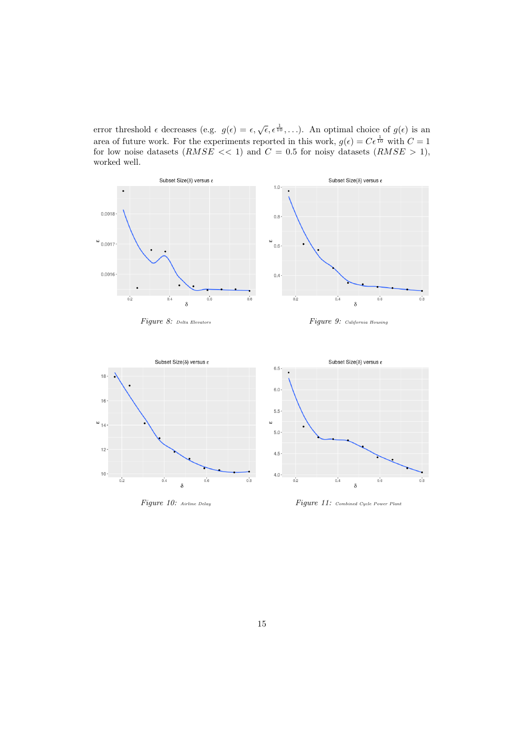error threshold $\epsilon$ decreases (e.g. $g(\epsilon) = \epsilon, \sqrt{\epsilon}, \epsilon^{\frac{1}{10}}, \ldots$). An optimal choice of $g(\epsilon)$ is an area of future work. For the experiments reported in this work, $g(\epsilon) = C\epsilon^{\frac{1}{10}}$ with $C = 1$ for low noise datasets ($RMSE << 1$) and $C = 0.5$ for noisy datasets ($RMSE > 1$), worked well.

*Figure 8:* Delta Elevators

*Figure 9:* California Housing

*Figure 10:* Airline Delay

*Figure 11:* Combined Cycle Power Plant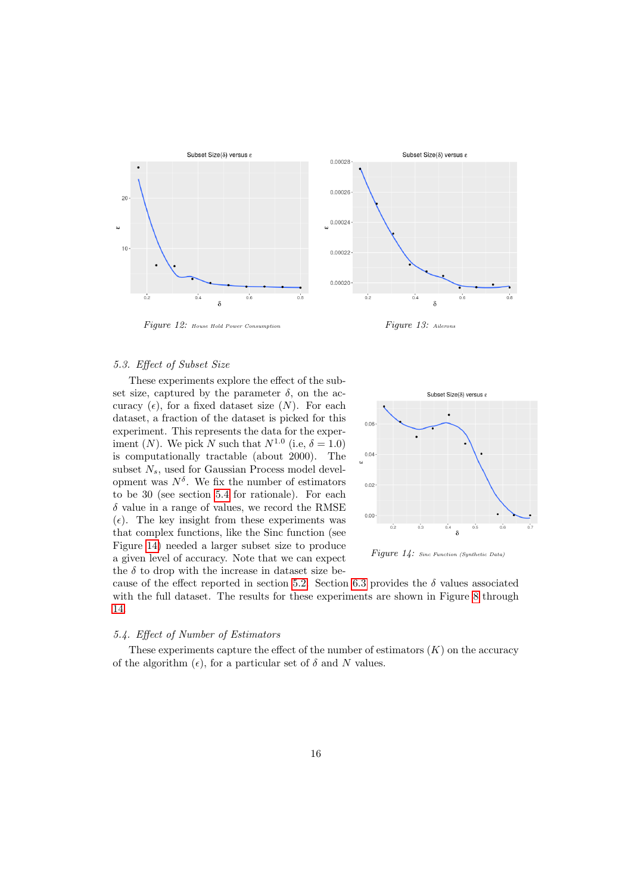Figure 12: House Hold Power Consumption

Figure 13: Ailerons

### 5.3. Effect of Subset Size

These experiments explore the effect of the subset size, captured by the parameter $\delta$, on the accuracy ($\epsilon$), for a fixed dataset size ($N$). For each dataset, a fraction of the dataset is picked for this experiment. This represents the data for the experiment ($N$). We pick $N$ such that $N^{1.0}$ (i.e, $\delta = 1.0$) is computationally tractable (about 2000). The subset $N_s$, used for Gaussian Process model development was $N^{\delta}$. We fix the number of estimators to be 30 (see section 5.4 for rationale). For each $\delta$ value in a range of values, we record the RMSE ($\epsilon$). The key insight from these experiments was that complex functions, like the Sinc function (see Figure 14) needed a larger subset size to produce a given level of accuracy. Note that we can expect the $\delta$ to drop with the increase in dataset size because of the effect reported in section 5.2. Section 6.3 provides the $\delta$ values associated with the full dataset. The results for these experiments are shown in Figure 8 through 14.

Figure 14: Sinc Function (Synthetic Data)

### 5.4. Effect of Number of Estimators

These experiments capture the effect of the number of estimators ($K$) on the accuracy of the algorithm ($\epsilon$), for a particular set of $\delta$ and $N$ values.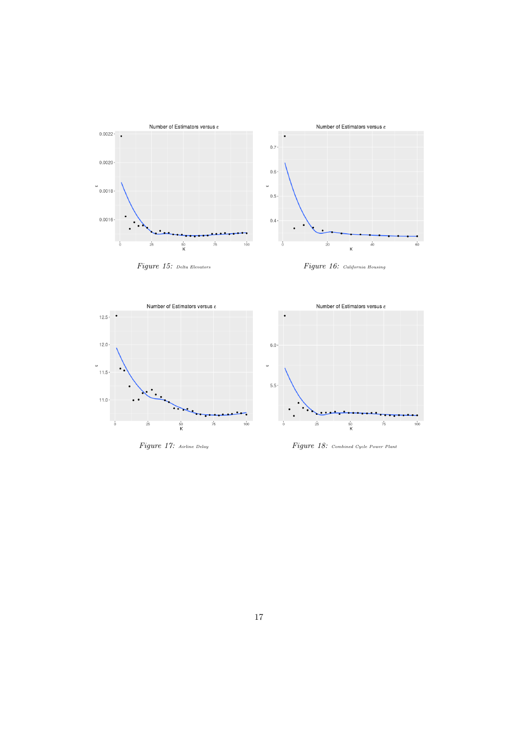Number of Estimators versus ε

*Figure 15:* Delta Elevators

Number of Estimators versus ε

*Figure 16:* California Housing

Number of Estimators versus ε

*Figure 17:* Airline Delay

Number of Estimators versus ε

*Figure 18:* Combined Cycle Power Plant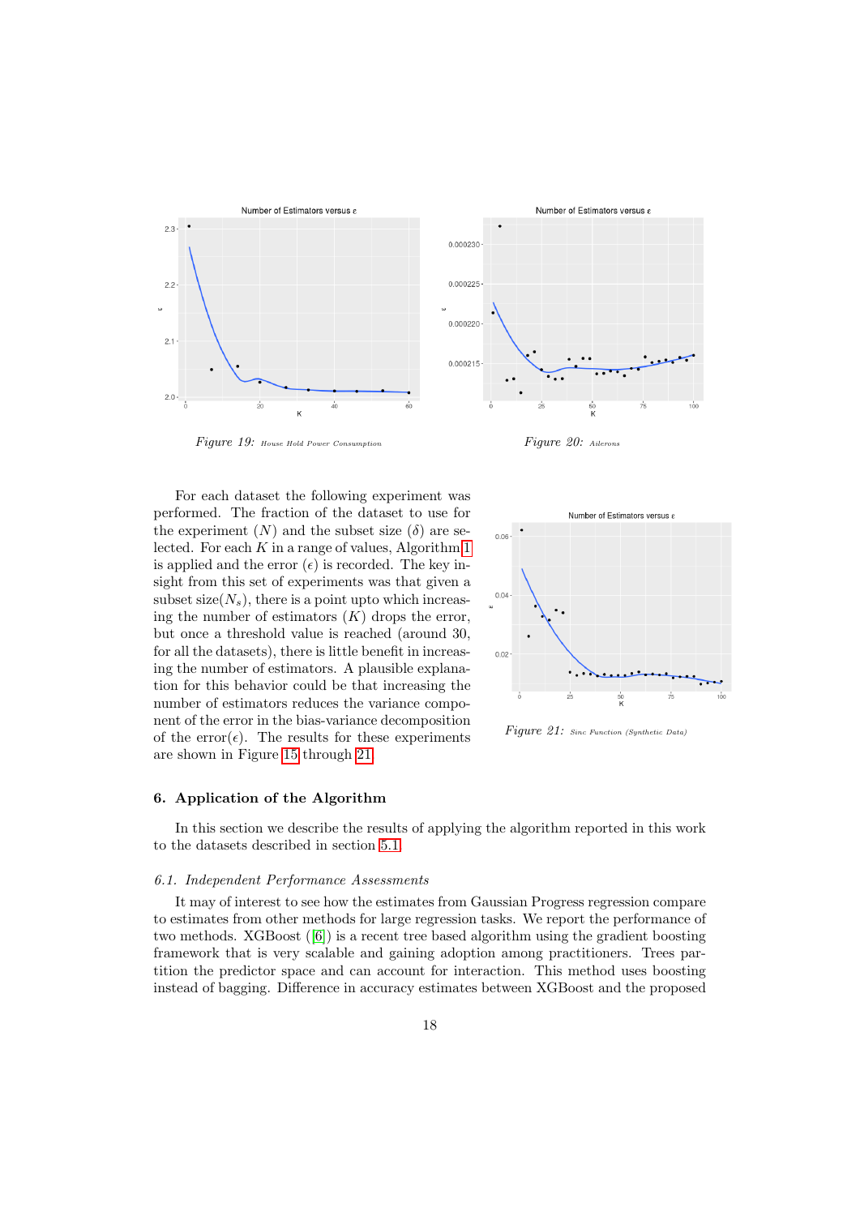Figure 19: House Hold Power Consumption

Figure 20: Ailerons

For each dataset the following experiment was performed. The fraction of the dataset to use for the experiment ($N$) and the subset size ($\delta$) are selected. For each $K$ in a range of values, Algorithm 1 is applied and the error ($\epsilon$) is recorded. The key insight from this set of experiments was that given a subset size($N_s$), there is a point upto which increasing the number of estimators ($K$) drops the error, but once a threshold value is reached (around 30, for all the datasets), there is little benefit in increasing the number of estimators. A plausible explanation for this behavior could be that increasing the number of estimators reduces the variance component of the error in the bias-variance decomposition of the error($\epsilon$). The results for these experiments are shown in Figure 15 through 21.

Figure 21: Sinc Function (Synthetic Data)

## 6. Application of the Algorithm

In this section we describe the results of applying the algorithm reported in this work to the datasets described in section 5.1.

### 6.1. Independent Performance Assessments

It may of interest to see how the estimates from Gaussian Progress regression compare to estimates from other methods for large regression tasks. We report the performance of two methods. XGBoost ([6]) is a recent tree based algorithm using the gradient boosting framework that is very scalable and gaining adoption among practitioners. Trees partition the predictor space and can account for interaction. This method uses boosting instead of bagging. Difference in accuracy estimates between XGBoost and the proposed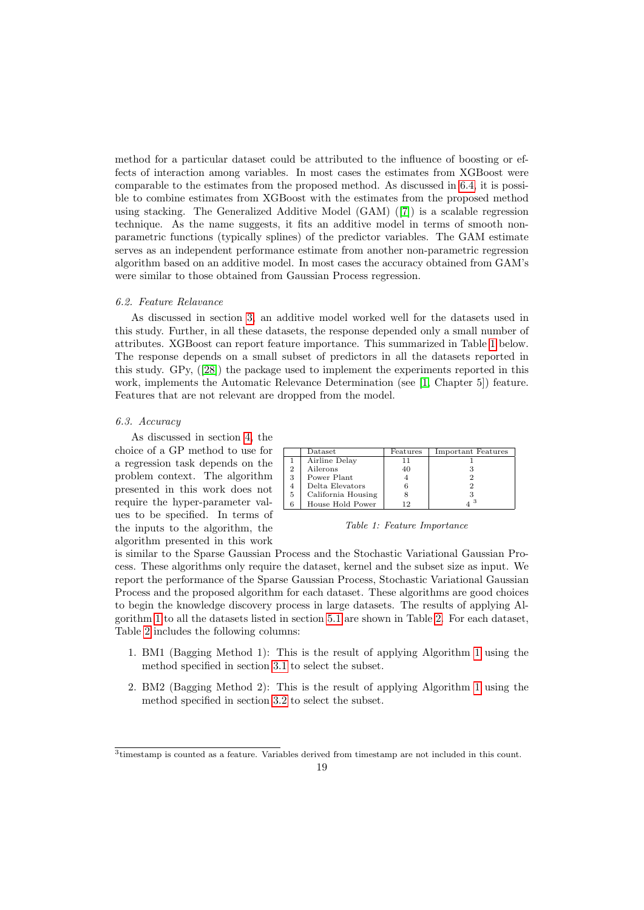method for a particular dataset could be attributed to the influence of boosting or effects of interaction among variables. In most cases the estimates from XGBoost were comparable to the estimates from the proposed method. As discussed in 6.4, it is possible to combine estimates from XGBoost with the estimates from the proposed method using stacking. The Generalized Additive Model (GAM) ([7]) is a scalable regression technique. As the name suggests, it fits an additive model in terms of smooth non-parametric functions (typically splines) of the predictor variables. The GAM estimate serves as an independent performance estimate from another non-parametric regression algorithm based on an additive model. In most cases the accuracy obtained from GAM's were similar to those obtained from Gaussian Process regression.

### 6.2. Feature Relavance

As discussed in section 3, an additive model worked well for the datasets used in this study. Further, in all these datasets, the response depended only a small number of attributes. XGBoost can report feature importance. This summarized in Table 1 below. The response depends on a small subset of predictors in all the datasets reported in this study. GPy, ([28]) the package used to implement the experiments reported in this work, implements the Automatic Relevance Determination (see [1, Chapter 5]) feature. Features that are not relevant are dropped from the model.

### 6.3. Accuracy

As discussed in section 4, the choice of a GP method to use for a regression task depends on the problem context. The algorithm presented in this work does not require the hyper-parameter values to be specified. In terms of the inputs to the algorithm, the algorithm presented in this work is similar to the Sparse Gaussian Process and the Stochastic Variational Gaussian Process. These algorithms only require the dataset, kernel and the subset size as input. We report the performance of the Sparse Gaussian Process, Stochastic Variational Gaussian Process and the proposed algorithm for each dataset. These algorithms are good choices to begin the knowledge discovery process in large datasets. The results of applying Algorithm 1 to all the datasets listed in section 5.1 are shown in Table 2. For each dataset, Table 2 includes the following columns:

| | Dataset | Features | Important Features |
|---|---|---|---|
| 1 | Airline Delay | 11 | 1 |
| 2 | Ailerons | 40 | 3 |
| 3 | Power Plant | 4 | 2 |
| 4 | Delta Elevators | 6 | 2 |
| 5 | California Housing | 8 | 3 |
| 6 | House Hold Power | 12 | 4 [3] |

*Table 1: Feature Importance*

1. BM1 (Bagging Method 1): This is the result of applying Algorithm 1 using the method specified in section 3.1 to select the subset.
2. BM2 (Bagging Method 2): This is the result of applying Algorithm 1 using the method specified in section 3.2 to select the subset.

[3] timestamp is counted as a feature. Variables derived from timestamp are not included in this count.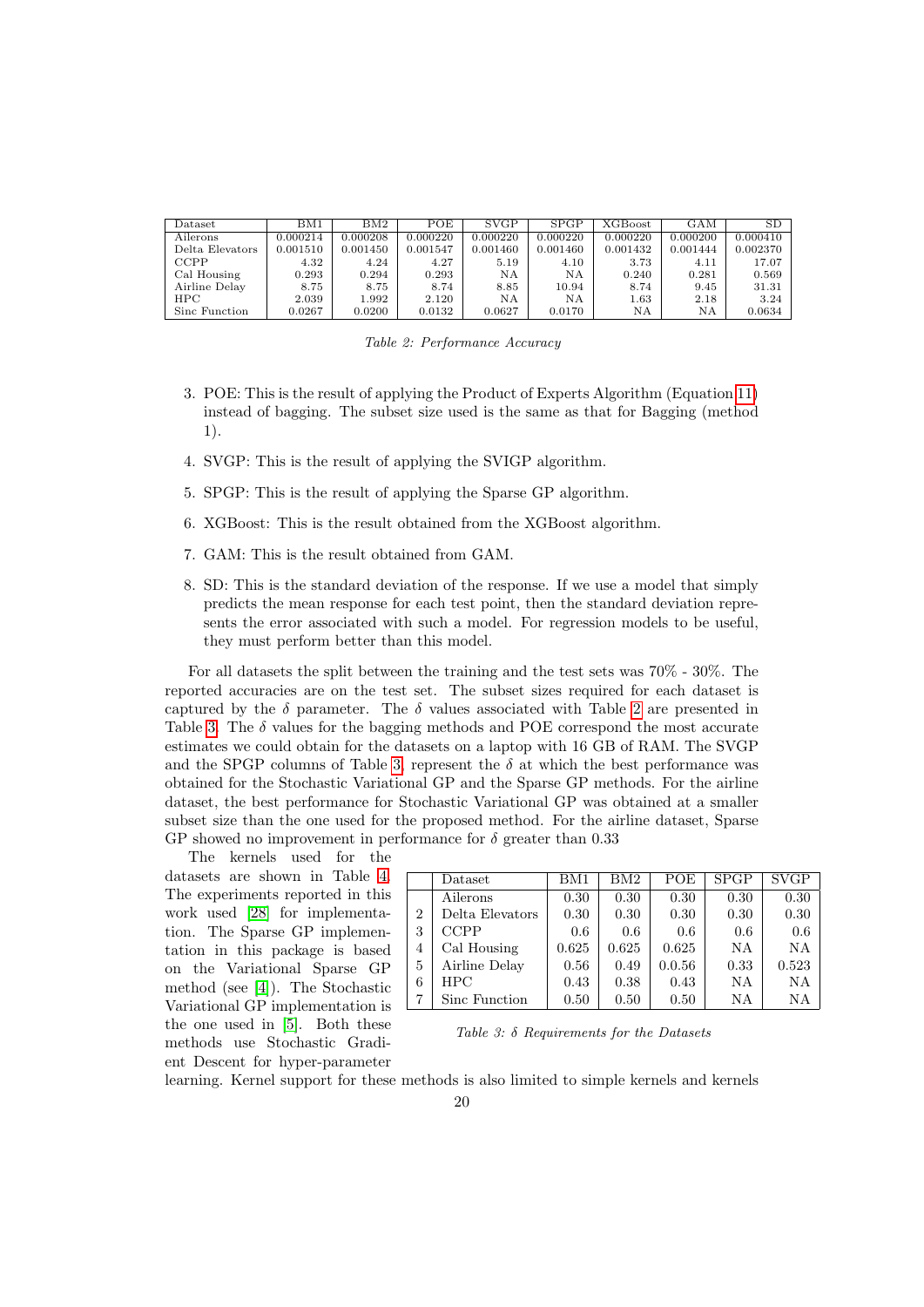| Dataset | BM1 | BM2 | POE | SVGP | SPGP | XGBoost | GAM | SD |
|---|---|---|---|---|---|---|---|---|
| Ailerons | 0.000214 | 0.000208 | 0.000220 | 0.000220 | 0.000220 | 0.000220 | 0.000200 | 0.000410 |
| Delta Elevators | 0.001510 | 0.001450 | 0.001547 | 0.001460 | 0.001460 | 0.001432 | 0.001444 | 0.002370 |
| CCPP | 4.32 | 4.24 | 4.27 | 5.19 | 4.10 | 3.73 | 4.11 | 17.07 |
| Cal Housing | 0.293 | 0.294 | 0.293 | NA | NA | 0.240 | 0.281 | 0.569 |
| Airline Delay | 8.75 | 8.75 | 8.74 | 8.85 | 10.94 | 8.74 | 9.45 | 31.31 |
| HPC | 2.039 | 1.992 | 2.120 | NA | NA | 1.63 | 2.18 | 3.24 |
| Sinc Function | 0.0267 | 0.0200 | 0.0132 | 0.0627 | 0.0170 | NA | NA | 0.0634 |

*Table 2: Performance Accuracy*

3. POE: This is the result of applying the Product of Experts Algorithm (Equation 11) instead of bagging. The subset size used is the same as that for Bagging (method 1).

4. SVGP: This is the result of applying the SVIGP algorithm.

5. SPGP: This is the result of applying the Sparse GP algorithm.

6. XGBoost: This is the result obtained from the XGBoost algorithm.

7. GAM: This is the result obtained from GAM.

8. SD: This is the standard deviation of the response. If we use a model that simply predicts the mean response for each test point, then the standard deviation represents the error associated with such a model. For regression models to be useful, they must perform better than this model.

For all datasets the split between the training and the test sets was 70% - 30%. The reported accuracies are on the test set. The subset sizes required for each dataset is captured by the $\delta$ parameter. The $\delta$ values associated with Table 2 are presented in Table 3. The $\delta$ values for the bagging methods and POE correspond the most accurate estimates we could obtain for the datasets on a laptop with 16 GB of RAM. The SVGP and the SPGP columns of Table 3, represent the $\delta$ at which the best performance was obtained for the Stochastic Variational GP and the Sparse GP methods. For the airline dataset, the best performance for Stochastic Variational GP was obtained at a smaller subset size than the one used for the proposed method. For the airline dataset, Sparse GP showed no improvement in performance for $\delta$ greater than 0.33

| | Dataset | BM1 | BM2 | POE | SPGP | SVGP |
|---|---|---|---|---|---|---|
| | Ailerons | 0.30 | 0.30 | 0.30 | 0.30 | 0.30 |
| 2 | Delta Elevators | 0.30 | 0.30 | 0.30 | 0.30 | 0.30 |
| 3 | CCPP | 0.6 | 0.6 | 0.6 | 0.6 | 0.6 |
| 4 | Cal Housing | 0.625 | 0.625 | 0.625 | NA | NA |
| 5 | Airline Delay | 0.56 | 0.49 | 0.0.56 | 0.33 | 0.523 |
| 6 | HPC | 0.43 | 0.38 | 0.43 | NA | NA |
| 7 | Sinc Function | 0.50 | 0.50 | 0.50 | NA | NA |

*Table 3: $\delta$ Requirements for the Datasets*

The kernels used for the datasets are shown in Table 4. The experiments reported in this work used [28] for implementation. The Sparse GP implementation in this package is based on the Variational Sparse GP method (see [4]). The Stochastic Variational GP implementation is the one used in [5]. Both these methods use Stochastic Gradient Descent for hyper-parameter learning. Kernel support for these methods is also limited to simple kernels and kernels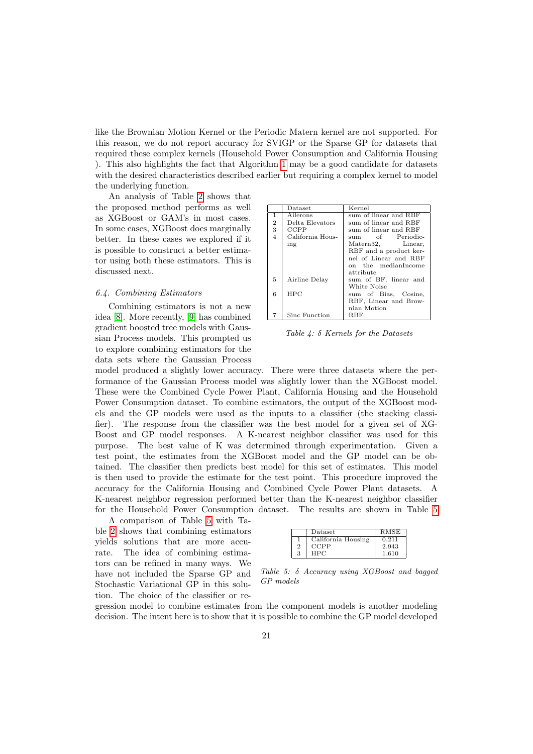like the Brownian Motion Kernel or the Periodic Matern kernel are not supported. For this reason, we do not report accuracy for SVIGP or the Sparse GP for datasets that required these complex kernels (Household Power Consumption and California Housing ). This also highlights the fact that Algorithm 1 may be a good candidate for datasets with the desired characteristics described earlier but requiring a complex kernel to model the underlying function.

An analysis of Table 2 shows that the proposed method performs as well as XGBoost or GAM's in most cases. In some cases, XGBoost does marginally better. In these cases we explored if it is possible to construct a better estimator using both these estimators. This is discussed next.

|   | Dataset | Kernel |
|---|---|---|
| 1 | Ailerons | sum of linear and RBF |
| 2 | Delta Elevators | sum of linear and RBF |
| 3 | CCPP | sum of linear and RBF |
| 4 | California Housing | sum of Periodic-Matern32, Linear, RBF and a product kernel of Linear and RBF on the medianIncome attribute |
| 5 | Airline Delay | sum of BF, linear and White Noise |
| 6 | HPC | sum of Bias, Cosine, RBF, Linear and Brownian Motion |
| 7 | Sinc Function | RBF |

*Table 4: δ Kernels for the Datasets*

### *6.4. Combining Estimators*

Combining estimators is not a new idea [8]. More recently, [9] has combined gradient boosted tree models with Gaussian Process models. This prompted us to explore combining estimators for the data sets where the Gaussian Process model produced a slightly lower accuracy. There were three datasets where the performance of the Gaussian Process model was slightly lower than the XGBoost model. These were the Combined Cycle Power Plant, California Housing and the Household Power Consumption dataset. To combine estimators, the output of the XGBoost models and the GP models were used as the inputs to a classifier (the stacking classifier). The response from the classifier was the best model for a given set of XGBoost and GP model responses. A K-nearest neighbor classifier was used for this purpose. The best value of K was determined through experimentation. Given a test point, the estimates from the XGBoost model and the GP model can be obtained. The classifier then predicts best model for this set of estimates. This model is then used to provide the estimate for the test point. This procedure improved the accuracy for the California Housing and Combined Cycle Power Plant datasets. A K-nearest neighbor regression performed better than the K-nearest neighbor classifier for the Household Power Consumption dataset. The results are shown in Table 5

|   | Dataset | RMSE |
|---|---|---|
| 1 | California Housing | 0.211 |
| 2 | CCPP | 2.943 |
| 3 | HPC | 1.610 |

*Table 5: δ Accuracy using XGBoost and bagged GP models*

A comparison of Table 5 with Table 2 shows that combining estimators yields solutions that are more accurate. The idea of combining estimators can be refined in many ways. We have not included the Sparse GP and Stochastic Variational GP in this solution. The choice of the classifier or regression model to combine estimates from the component models is another modeling decision. The intent here is to show that it is possible to combine the GP model developed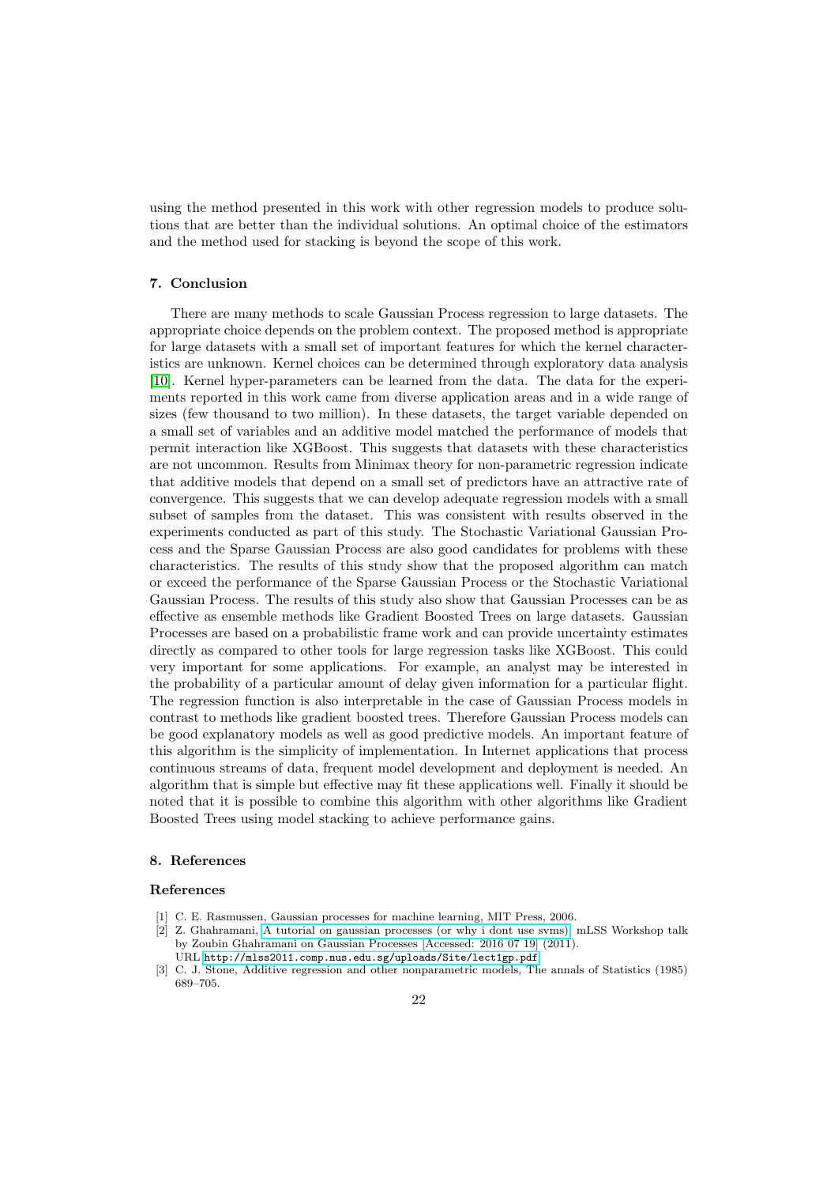using the method presented in this work with other regression models to produce solutions that are better than the individual solutions. An optimal choice of the estimators and the method used for stacking is beyond the scope of this work.

## 7. Conclusion

There are many methods to scale Gaussian Process regression to large datasets. The appropriate choice depends on the problem context. The proposed method is appropriate for large datasets with a small set of important features for which the kernel characteristics are unknown. Kernel choices can be determined through exploratory data analysis [10]. Kernel hyper-parameters can be learned from the data. The data for the experiments reported in this work came from diverse application areas and in a wide range of sizes (few thousand to two million). In these datasets, the target variable depended on a small set of variables and an additive model matched the performance of models that permit interaction like XGBoost. This suggests that datasets with these characteristics are not uncommon. Results from Minimax theory for non-parametric regression indicate that additive models that depend on a small set of predictors have an attractive rate of convergence. This suggests that we can develop adequate regression models with a small subset of samples from the dataset. This was consistent with results observed in the experiments conducted as part of this study. The Stochastic Variational Gaussian Process and the Sparse Gaussian Process are also good candidates for problems with these characteristics. The results of this study show that the proposed algorithm can match or exceed the performance of the Sparse Gaussian Process or the Stochastic Variational Gaussian Process. The results of this study also show that Gaussian Processes can be as effective as ensemble methods like Gradient Boosted Trees on large datasets. Gaussian Processes are based on a probabilistic frame work and can provide uncertainty estimates directly as compared to other tools for large regression tasks like XGBoost. This could very important for some applications. For example, an analyst may be interested in the probability of a particular amount of delay given information for a particular flight. The regression function is also interpretable in the case of Gaussian Process models in contrast to methods like gradient boosted trees. Therefore Gaussian Process models can be good explanatory models as well as good predictive models. An important feature of this algorithm is the simplicity of implementation. In Internet applications that process continuous streams of data, frequent model development and deployment is needed. An algorithm that is simple but effective may fit these applications well. Finally it should be noted that it is possible to combine this algorithm with other algorithms like Gradient Boosted Trees using model stacking to achieve performance gains.

## 8. References

### References

[1] C. E. Rasmussen, Gaussian processes for machine learning, MIT Press, 2006.

[2] Z. Ghahramani, A tutorial on gaussian processes (or why i dont use svms), mLSS Workshop talk by Zoubin Ghahramani on Gaussian Processes [Accessed: 2016 07 19] (2011).
URL http://mlss2011.comp.nus.edu.sg/uploads/Site/lect1gp.pdf

[3] C. J. Stone, Additive regression and other nonparametric models, The annals of Statistics (1985) 689–705.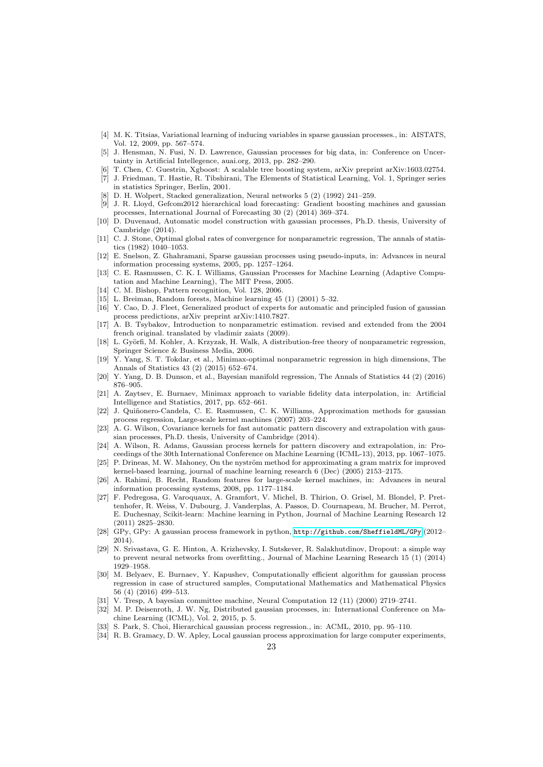[4] M. K. Titsias, Variational learning of inducing variables in sparse gaussian processes., in: AISTATS, Vol. 12, 2009, pp. 567–574.

[5] J. Hensman, N. Fusi, N. D. Lawrence, Gaussian processes for big data, in: Conference on Uncertainty in Artificial Intellegence, auai.org, 2013, pp. 282–290.

[6] T. Chen, C. Guestrin, Xgboost: A scalable tree boosting system, arXiv preprint arXiv:1603.02754.

[7] J. Friedman, T. Hastie, R. Tibshirani, The Elements of Statistical Learning, Vol. 1, Springer series in statistics Springer, Berlin, 2001.

[8] D. H. Wolpert, Stacked generalization, Neural networks 5 (2) (1992) 241–259.

[9] J. R. Lloyd, Gefcom2012 hierarchical load forecasting: Gradient boosting machines and gaussian processes, International Journal of Forecasting 30 (2) (2014) 369–374.

[10] D. Duvenaud, Automatic model construction with gaussian processes, Ph.D. thesis, University of Cambridge (2014).

[11] C. J. Stone, Optimal global rates of convergence for nonparametric regression, The annals of statistics (1982) 1040–1053.

[12] E. Snelson, Z. Ghahramani, Sparse gaussian processes using pseudo-inputs, in: Advances in neural information processing systems, 2005, pp. 1257–1264.

[13] C. E. Rasmussen, C. K. I. Williams, Gaussian Processes for Machine Learning (Adaptive Computation and Machine Learning), The MIT Press, 2005.

[14] C. M. Bishop, Pattern recognition, Vol. 128, 2006.

[15] L. Breiman, Random forests, Machine learning 45 (1) (2001) 5–32.

[16] Y. Cao, D. J. Fleet, Generalized product of experts for automatic and principled fusion of gaussian process predictions, arXiv preprint arXiv:1410.7827.

[17] A. B. Tsybakov, Introduction to nonparametric estimation. revised and extended from the 2004 french original. translated by vladimir zaiats (2009).

[18] L. Györfi, M. Kohler, A. Krzyzak, H. Walk, A distribution-free theory of nonparametric regression, Springer Science & Business Media, 2006.

[19] Y. Yang, S. T. Tokdar, et al., Minimax-optimal nonparametric regression in high dimensions, The Annals of Statistics 43 (2) (2015) 652–674.

[20] Y. Yang, D. B. Dunson, et al., Bayesian manifold regression, The Annals of Statistics 44 (2) (2016) 876–905.

[21] A. Zaytsev, E. Burnaev, Minimax approach to variable fidelity data interpolation, in: Artificial Intelligence and Statistics, 2017, pp. 652–661.

[22] J. Quiñonero-Candela, C. E. Rasmussen, C. K. Williams, Approximation methods for gaussian process regression, Large-scale kernel machines (2007) 203–224.

[23] A. G. Wilson, Covariance kernels for fast automatic pattern discovery and extrapolation with gaussian processes, Ph.D. thesis, University of Cambridge (2014).

[24] A. Wilson, R. Adams, Gaussian process kernels for pattern discovery and extrapolation, in: Proceedings of the 30th International Conference on Machine Learning (ICML-13), 2013, pp. 1067–1075.

[25] P. Drineas, M. W. Mahoney, On the nyström method for approximating a gram matrix for improved kernel-based learning, journal of machine learning research 6 (Dec) (2005) 2153–2175.

[26] A. Rahimi, B. Recht, Random features for large-scale kernel machines, in: Advances in neural information processing systems, 2008, pp. 1177–1184.

[27] F. Pedregosa, G. Varoquaux, A. Gramfort, V. Michel, B. Thirion, O. Grisel, M. Blondel, P. Prettenhofer, R. Weiss, V. Dubourg, J. Vanderplas, A. Passos, D. Cournapeau, M. Brucher, M. Perrot, E. Duchesnay, Scikit-learn: Machine learning in Python, Journal of Machine Learning Research 12 (2011) 2825–2830.

[28] GPy, GPy: A gaussian process framework in python, http://github.com/SheffieldML/GPy (2012–2014).

[29] N. Srivastava, G. E. Hinton, A. Krizhevsky, I. Sutskever, R. Salakhutdinov, Dropout: a simple way to prevent neural networks from overfitting., Journal of Machine Learning Research 15 (1) (2014) 1929–1958.

[30] M. Belyaev, E. Burnaev, Y. Kapushev, Computationally efficient algorithm for gaussian process regression in case of structured samples, Computational Mathematics and Mathematical Physics 56 (4) (2016) 499–513.

[31] V. Tresp, A bayesian committee machine, Neural Computation 12 (11) (2000) 2719–2741.

[32] M. P. Deisenroth, J. W. Ng, Distributed gaussian processes, in: International Conference on Machine Learning (ICML), Vol. 2, 2015, p. 5.

[33] S. Park, S. Choi, Hierarchical gaussian process regression., in: ACML, 2010, pp. 95–110.

[34] R. B. Gramacy, D. W. Apley, Local gaussian process approximation for large computer experiments,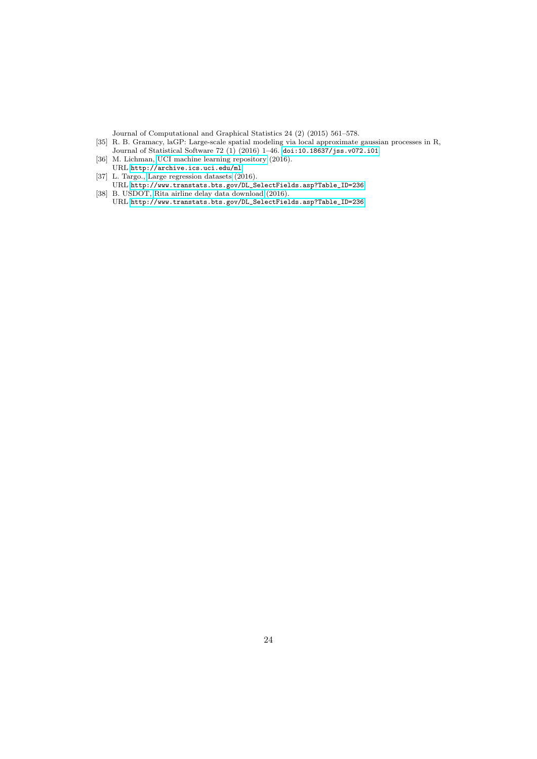Journal of Computational and Graphical Statistics 24 (2) (2015) 561–578.

[35] R. B. Gramacy, laGP: Large-scale spatial modeling via local approximate gaussian processes in R, Journal of Statistical Software 72 (1) (2016) 1–46. doi:10.18637/jss.v072.i01

[36] M. Lichman, UCI machine learning repository (2016).
URL http://archive.ics.uci.edu/ml

[37] L. Targo., Large regression datasets (2016).
URL http://www.transtats.bts.gov/DL_SelectFields.asp?Table_ID=236

[38] B. USDOT, Rita airline delay data download (2016).
URL http://www.transtats.bts.gov/DL_SelectFields.asp?Table_ID=236